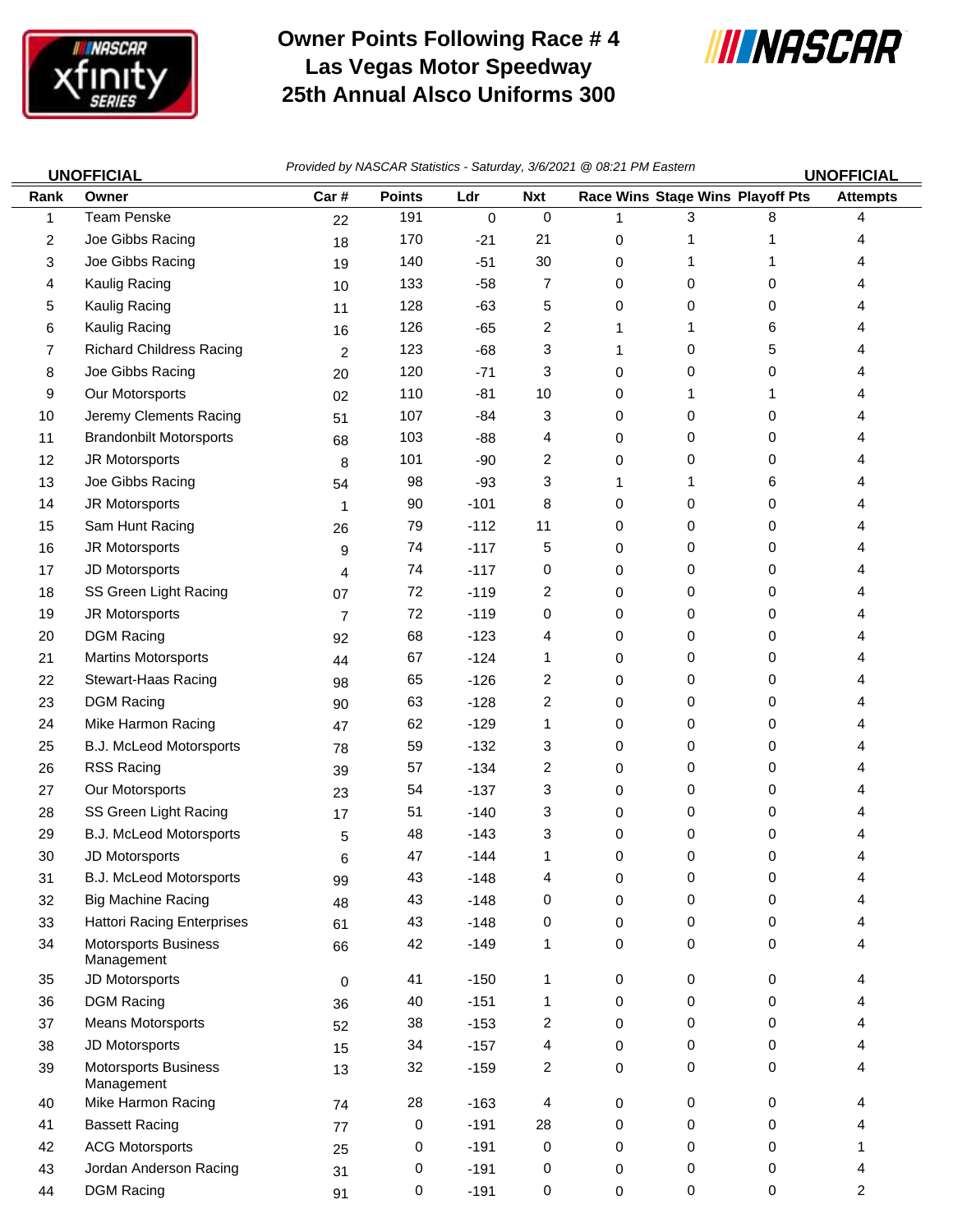# Owner Points Following Race # 4
# Las Vegas Motor Speedway
# 25th Annual Alsco Uniforms 300

**UNOFFICIAL** *Provided by NASCAR Statistics - Saturday, 3/6/2021 @ 08:21 PM Eastern* **UNOFFICIAL**

| Rank | Owner | Car # | Points | Ldr | Nxt | Race Wins | Stage Wins | Playoff Pts | Attempts |
|---|---|---|---|---|---|---|---|---|---|
| 1 | Team Penske | 22 | 191 | 0 | 0 | 1 | 3 | 8 | 4 |
| 2 | Joe Gibbs Racing | 18 | 170 | -21 | 21 | 0 | 1 | 1 | 4 |
| 3 | Joe Gibbs Racing | 19 | 140 | -51 | 30 | 0 | 1 | 1 | 4 |
| 4 | Kaulig Racing | 10 | 133 | -58 | 7 | 0 | 0 | 0 | 4 |
| 5 | Kaulig Racing | 11 | 128 | -63 | 5 | 0 | 0 | 0 | 4 |
| 6 | Kaulig Racing | 16 | 126 | -65 | 2 | 1 | 1 | 6 | 4 |
| 7 | Richard Childress Racing | 2 | 123 | -68 | 3 | 1 | 0 | 5 | 4 |
| 8 | Joe Gibbs Racing | 20 | 120 | -71 | 3 | 0 | 0 | 0 | 4 |
| 9 | Our Motorsports | 02 | 110 | -81 | 10 | 0 | 1 | 1 | 4 |
| 10 | Jeremy Clements Racing | 51 | 107 | -84 | 3 | 0 | 0 | 0 | 4 |
| 11 | Brandonbilt Motorsports | 68 | 103 | -88 | 4 | 0 | 0 | 0 | 4 |
| 12 | JR Motorsports | 8 | 101 | -90 | 2 | 0 | 0 | 0 | 4 |
| 13 | Joe Gibbs Racing | 54 | 98 | -93 | 3 | 1 | 1 | 6 | 4 |
| 14 | JR Motorsports | 1 | 90 | -101 | 8 | 0 | 0 | 0 | 4 |
| 15 | Sam Hunt Racing | 26 | 79 | -112 | 11 | 0 | 0 | 0 | 4 |
| 16 | JR Motorsports | 9 | 74 | -117 | 5 | 0 | 0 | 0 | 4 |
| 17 | JD Motorsports | 4 | 74 | -117 | 0 | 0 | 0 | 0 | 4 |
| 18 | SS Green Light Racing | 07 | 72 | -119 | 2 | 0 | 0 | 0 | 4 |
| 19 | JR Motorsports | 7 | 72 | -119 | 0 | 0 | 0 | 0 | 4 |
| 20 | DGM Racing | 92 | 68 | -123 | 4 | 0 | 0 | 0 | 4 |
| 21 | Martins Motorsports | 44 | 67 | -124 | 1 | 0 | 0 | 0 | 4 |
| 22 | Stewart-Haas Racing | 98 | 65 | -126 | 2 | 0 | 0 | 0 | 4 |
| 23 | DGM Racing | 90 | 63 | -128 | 2 | 0 | 0 | 0 | 4 |
| 24 | Mike Harmon Racing | 47 | 62 | -129 | 1 | 0 | 0 | 0 | 4 |
| 25 | B.J. McLeod Motorsports | 78 | 59 | -132 | 3 | 0 | 0 | 0 | 4 |
| 26 | RSS Racing | 39 | 57 | -134 | 2 | 0 | 0 | 0 | 4 |
| 27 | Our Motorsports | 23 | 54 | -137 | 3 | 0 | 0 | 0 | 4 |
| 28 | SS Green Light Racing | 17 | 51 | -140 | 3 | 0 | 0 | 0 | 4 |
| 29 | B.J. McLeod Motorsports | 5 | 48 | -143 | 3 | 0 | 0 | 0 | 4 |
| 30 | JD Motorsports | 6 | 47 | -144 | 1 | 0 | 0 | 0 | 4 |
| 31 | B.J. McLeod Motorsports | 99 | 43 | -148 | 4 | 0 | 0 | 0 | 4 |
| 32 | Big Machine Racing | 48 | 43 | -148 | 0 | 0 | 0 | 0 | 4 |
| 33 | Hattori Racing Enterprises | 61 | 43 | -148 | 0 | 0 | 0 | 0 | 4 |
| 34 | Motorsports Business Management | 66 | 42 | -149 | 1 | 0 | 0 | 0 | 4 |
| 35 | JD Motorsports | 0 | 41 | -150 | 1 | 0 | 0 | 0 | 4 |
| 36 | DGM Racing | 36 | 40 | -151 | 1 | 0 | 0 | 0 | 4 |
| 37 | Means Motorsports | 52 | 38 | -153 | 2 | 0 | 0 | 0 | 4 |
| 38 | JD Motorsports | 15 | 34 | -157 | 4 | 0 | 0 | 0 | 4 |
| 39 | Motorsports Business Management | 13 | 32 | -159 | 2 | 0 | 0 | 0 | 4 |
| 40 | Mike Harmon Racing | 74 | 28 | -163 | 4 | 0 | 0 | 0 | 4 |
| 41 | Bassett Racing | 77 | 0 | -191 | 28 | 0 | 0 | 0 | 4 |
| 42 | ACG Motorsports | 25 | 0 | -191 | 0 | 0 | 0 | 0 | 1 |
| 43 | Jordan Anderson Racing | 31 | 0 | -191 | 0 | 0 | 0 | 0 | 4 |
| 44 | DGM Racing | 91 | 0 | -191 | 0 | 0 | 0 | 0 | 2 |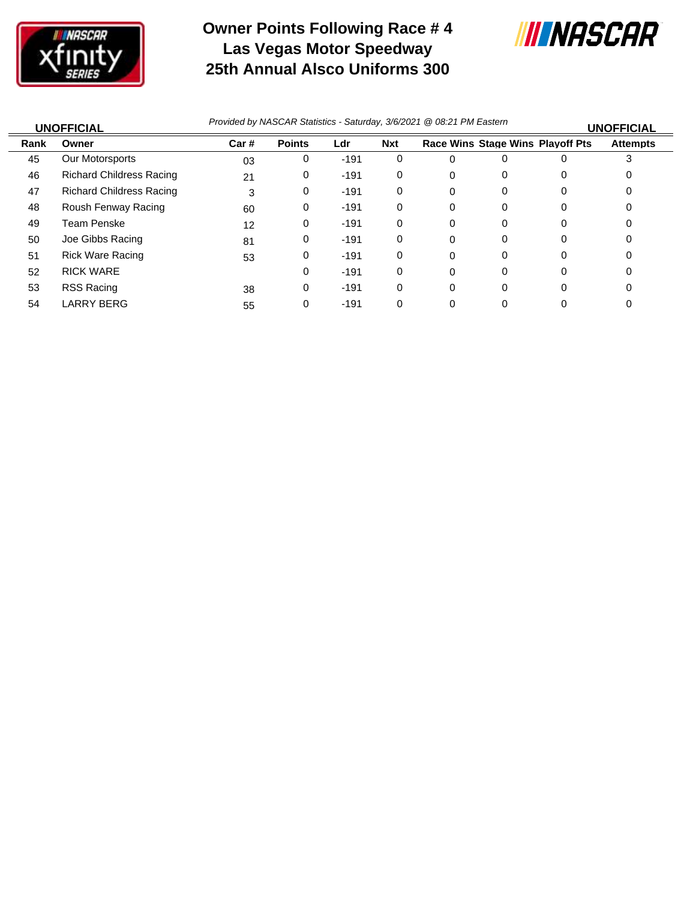# Owner Points Following Race # 4
## Las Vegas Motor Speedway
## 25th Annual Alsco Uniforms 300

**UNOFFICIAL** *Provided by NASCAR Statistics - Saturday, 3/6/2021 @ 08:21 PM Eastern* **UNOFFICIAL**

| Rank | Owner | Car # | Points | Ldr | Nxt | Race Wins | Stage Wins | Playoff Pts | Attempts |
|---|---|---|---|---|---|---|---|---|---|
| 45 | Our Motorsports | 03 | 0 | -191 | 0 | 0 | 0 | 0 | 3 |
| 46 | Richard Childress Racing | 21 | 0 | -191 | 0 | 0 | 0 | 0 | 0 |
| 47 | Richard Childress Racing | 3 | 0 | -191 | 0 | 0 | 0 | 0 | 0 |
| 48 | Roush Fenway Racing | 60 | 0 | -191 | 0 | 0 | 0 | 0 | 0 |
| 49 | Team Penske | 12 | 0 | -191 | 0 | 0 | 0 | 0 | 0 |
| 50 | Joe Gibbs Racing | 81 | 0 | -191 | 0 | 0 | 0 | 0 | 0 |
| 51 | Rick Ware Racing | 53 | 0 | -191 | 0 | 0 | 0 | 0 | 0 |
| 52 | RICK WARE | | 0 | -191 | 0 | 0 | 0 | 0 | 0 |
| 53 | RSS Racing | 38 | 0 | -191 | 0 | 0 | 0 | 0 | 0 |
| 54 | LARRY BERG | 55 | 0 | -191 | 0 | 0 | 0 | 0 | 0 |